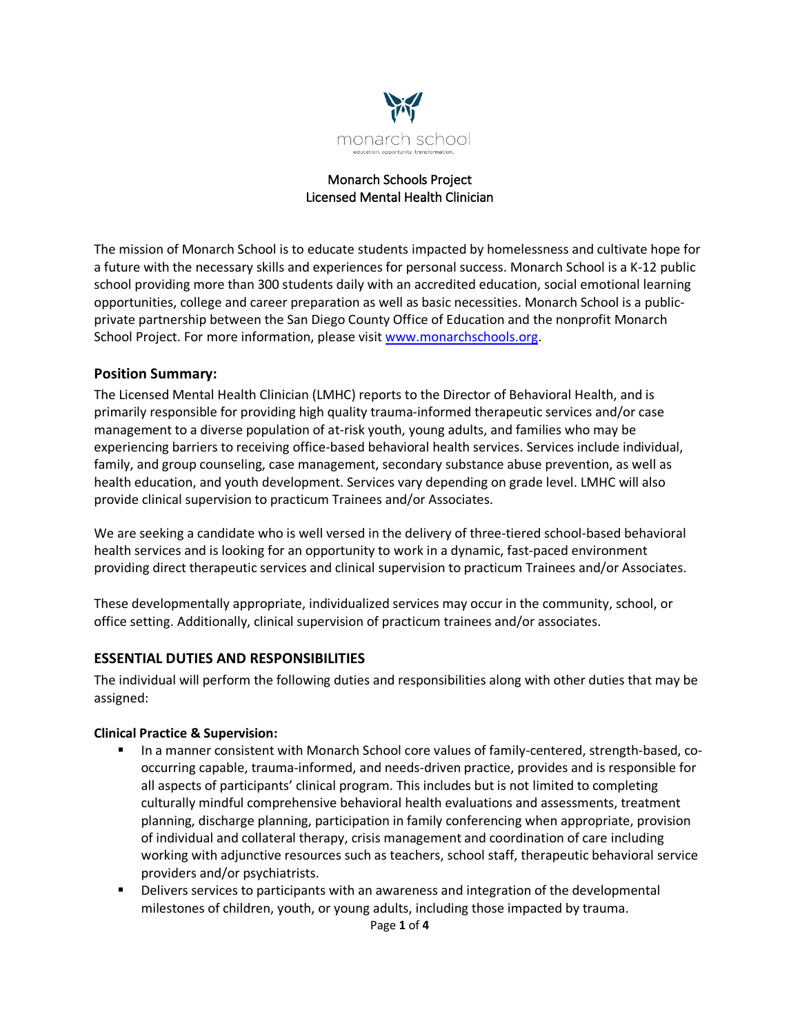monarch school

education. opportunity. transformation.

# Monarch Schools Project
# Licensed Mental Health Clinician

The mission of Monarch School is to educate students impacted by homelessness and cultivate hope for a future with the necessary skills and experiences for personal success. Monarch School is a K-12 public school providing more than 300 students daily with an accredited education, social emotional learning opportunities, college and career preparation as well as basic necessities. Monarch School is a public-private partnership between the San Diego County Office of Education and the nonprofit Monarch School Project. For more information, please visit [www.monarchschools.org](http://www.monarchschools.org).

## Position Summary:

The Licensed Mental Health Clinician (LMHC) reports to the Director of Behavioral Health, and is primarily responsible for providing high quality trauma-informed therapeutic services and/or case management to a diverse population of at-risk youth, young adults, and families who may be experiencing barriers to receiving office-based behavioral health services. Services include individual, family, and group counseling, case management, secondary substance abuse prevention, as well as health education, and youth development. Services vary depending on grade level. LMHC will also provide clinical supervision to practicum Trainees and/or Associates.

We are seeking a candidate who is well versed in the delivery of three-tiered school-based behavioral health services and is looking for an opportunity to work in a dynamic, fast-paced environment providing direct therapeutic services and clinical supervision to practicum Trainees and/or Associates.

These developmentally appropriate, individualized services may occur in the community, school, or office setting. Additionally, clinical supervision of practicum trainees and/or associates.

## ESSENTIAL DUTIES AND RESPONSIBILITIES

The individual will perform the following duties and responsibilities along with other duties that may be assigned:

**Clinical Practice & Supervision:**

- In a manner consistent with Monarch School core values of family-centered, strength-based, co-occurring capable, trauma-informed, and needs-driven practice, provides and is responsible for all aspects of participants' clinical program. This includes but is not limited to completing culturally mindful comprehensive behavioral health evaluations and assessments, treatment planning, discharge planning, participation in family conferencing when appropriate, provision of individual and collateral therapy, crisis management and coordination of care including working with adjunctive resources such as teachers, school staff, therapeutic behavioral service providers and/or psychiatrists.
- Delivers services to participants with an awareness and integration of the developmental milestones of children, youth, or young adults, including those impacted by trauma.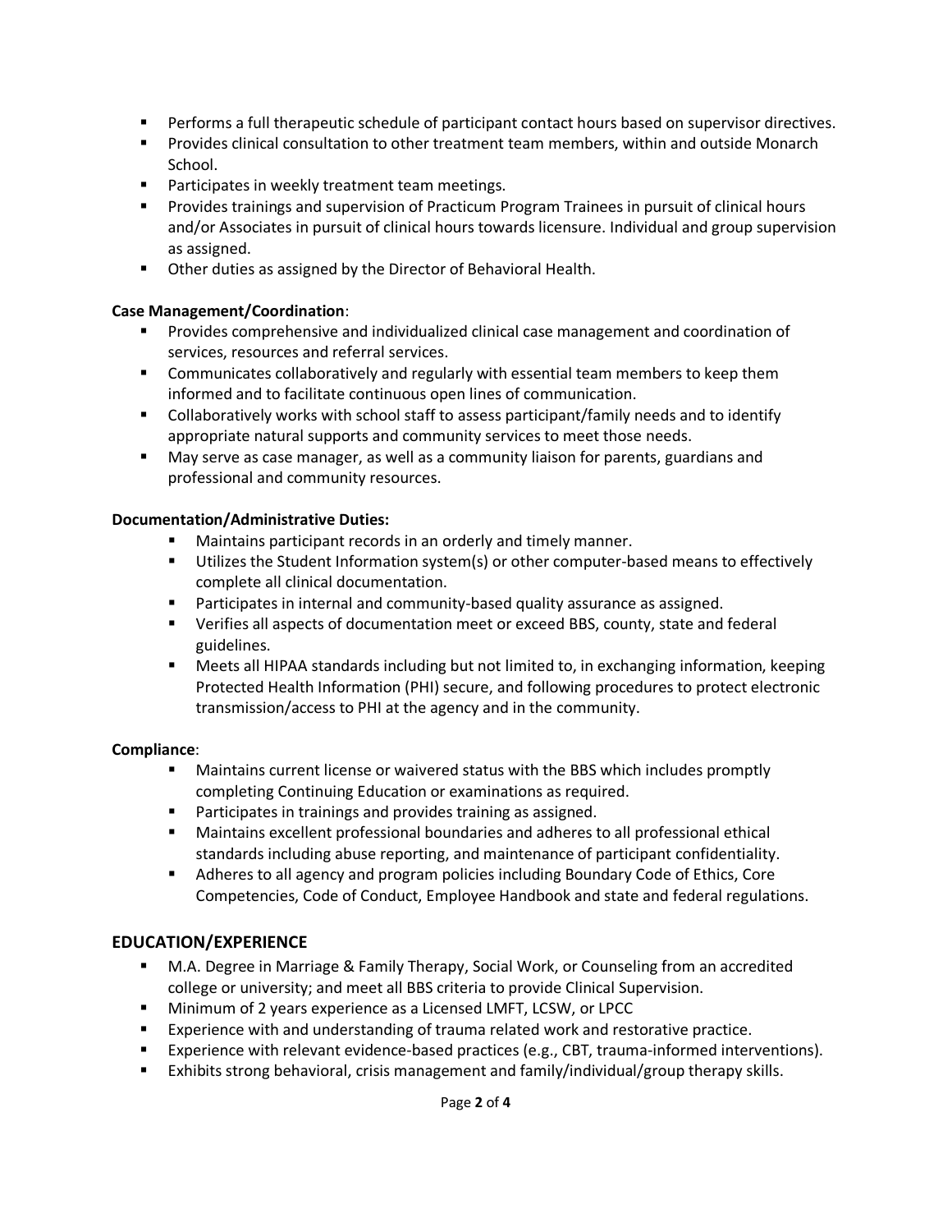- Performs a full therapeutic schedule of participant contact hours based on supervisor directives.
- Provides clinical consultation to other treatment team members, within and outside Monarch School.
- Participates in weekly treatment team meetings.
- Provides trainings and supervision of Practicum Program Trainees in pursuit of clinical hours and/or Associates in pursuit of clinical hours towards licensure. Individual and group supervision as assigned.
- Other duties as assigned by the Director of Behavioral Health.

**Case Management/Coordination**:

- Provides comprehensive and individualized clinical case management and coordination of services, resources and referral services.
- Communicates collaboratively and regularly with essential team members to keep them informed and to facilitate continuous open lines of communication.
- Collaboratively works with school staff to assess participant/family needs and to identify appropriate natural supports and community services to meet those needs.
- May serve as case manager, as well as a community liaison for parents, guardians and professional and community resources.

**Documentation/Administrative Duties:**

- Maintains participant records in an orderly and timely manner.
- Utilizes the Student Information system(s) or other computer-based means to effectively complete all clinical documentation.
- Participates in internal and community-based quality assurance as assigned.
- Verifies all aspects of documentation meet or exceed BBS, county, state and federal guidelines.
- Meets all HIPAA standards including but not limited to, in exchanging information, keeping Protected Health Information (PHI) secure, and following procedures to protect electronic transmission/access to PHI at the agency and in the community.

**Compliance**:

- Maintains current license or waivered status with the BBS which includes promptly completing Continuing Education or examinations as required.
- Participates in trainings and provides training as assigned.
- Maintains excellent professional boundaries and adheres to all professional ethical standards including abuse reporting, and maintenance of participant confidentiality.
- Adheres to all agency and program policies including Boundary Code of Ethics, Core Competencies, Code of Conduct, Employee Handbook and state and federal regulations.

## EDUCATION/EXPERIENCE

- M.A. Degree in Marriage & Family Therapy, Social Work, or Counseling from an accredited college or university; and meet all BBS criteria to provide Clinical Supervision.
- Minimum of 2 years experience as a Licensed LMFT, LCSW, or LPCC
- Experience with and understanding of trauma related work and restorative practice.
- Experience with relevant evidence-based practices (e.g., CBT, trauma-informed interventions).
- Exhibits strong behavioral, crisis management and family/individual/group therapy skills.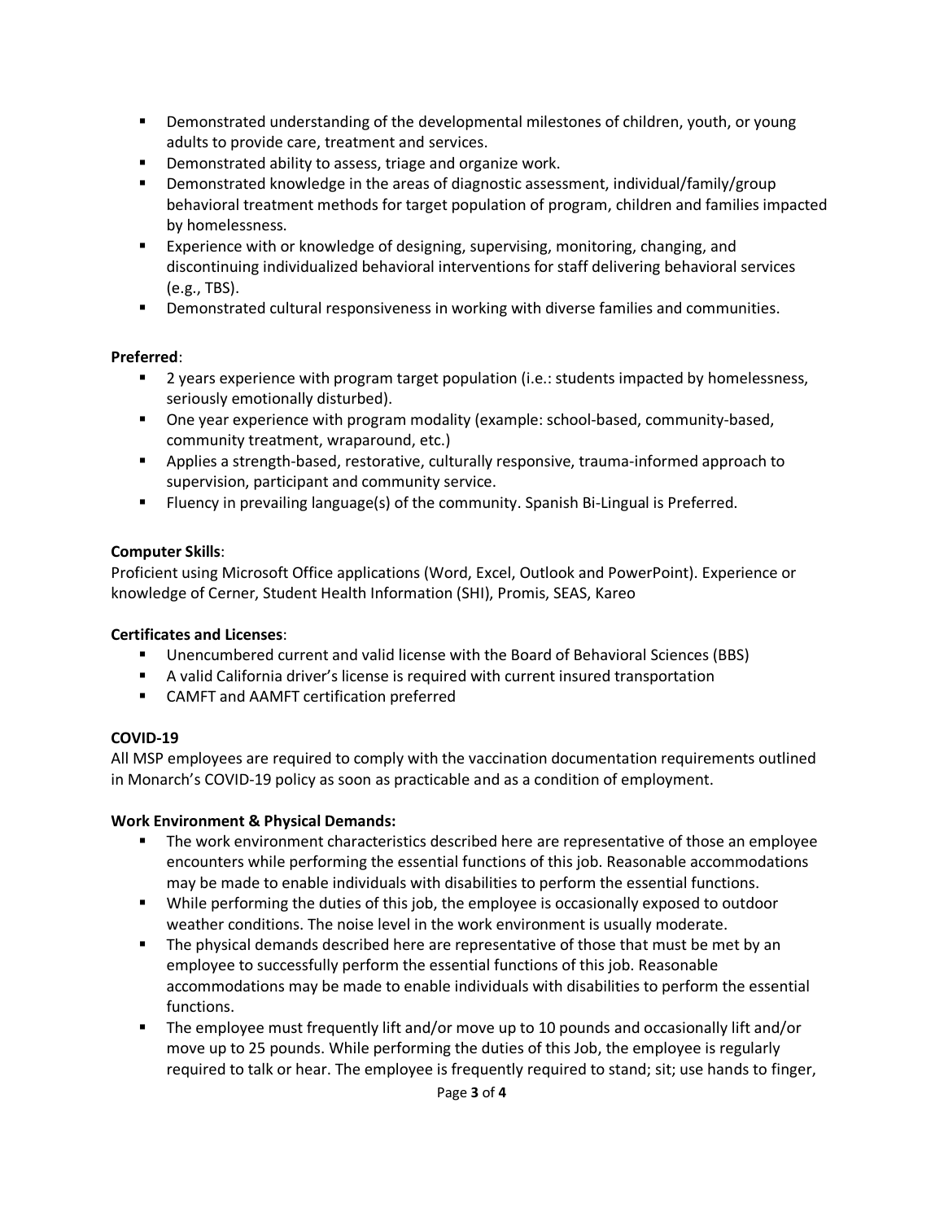- Demonstrated understanding of the developmental milestones of children, youth, or young adults to provide care, treatment and services.
- Demonstrated ability to assess, triage and organize work.
- Demonstrated knowledge in the areas of diagnostic assessment, individual/family/group behavioral treatment methods for target population of program, children and families impacted by homelessness.
- Experience with or knowledge of designing, supervising, monitoring, changing, and discontinuing individualized behavioral interventions for staff delivering behavioral services (e.g., TBS).
- Demonstrated cultural responsiveness in working with diverse families and communities.

**Preferred**:

- 2 years experience with program target population (i.e.: students impacted by homelessness, seriously emotionally disturbed).
- One year experience with program modality (example: school-based, community-based, community treatment, wraparound, etc.)
- Applies a strength-based, restorative, culturally responsive, trauma-informed approach to supervision, participant and community service.
- Fluency in prevailing language(s) of the community. Spanish Bi-Lingual is Preferred.

**Computer Skills**:

Proficient using Microsoft Office applications (Word, Excel, Outlook and PowerPoint). Experience or knowledge of Cerner, Student Health Information (SHI), Promis, SEAS, Kareo

**Certificates and Licenses**:

- Unencumbered current and valid license with the Board of Behavioral Sciences (BBS)
- A valid California driver's license is required with current insured transportation
- CAMFT and AAMFT certification preferred

**COVID-19**

All MSP employees are required to comply with the vaccination documentation requirements outlined in Monarch's COVID-19 policy as soon as practicable and as a condition of employment.

**Work Environment & Physical Demands:**

- The work environment characteristics described here are representative of those an employee encounters while performing the essential functions of this job. Reasonable accommodations may be made to enable individuals with disabilities to perform the essential functions.
- While performing the duties of this job, the employee is occasionally exposed to outdoor weather conditions. The noise level in the work environment is usually moderate.
- The physical demands described here are representative of those that must be met by an employee to successfully perform the essential functions of this job. Reasonable accommodations may be made to enable individuals with disabilities to perform the essential functions.
- The employee must frequently lift and/or move up to 10 pounds and occasionally lift and/or move up to 25 pounds. While performing the duties of this Job, the employee is regularly required to talk or hear. The employee is frequently required to stand; sit; use hands to finger,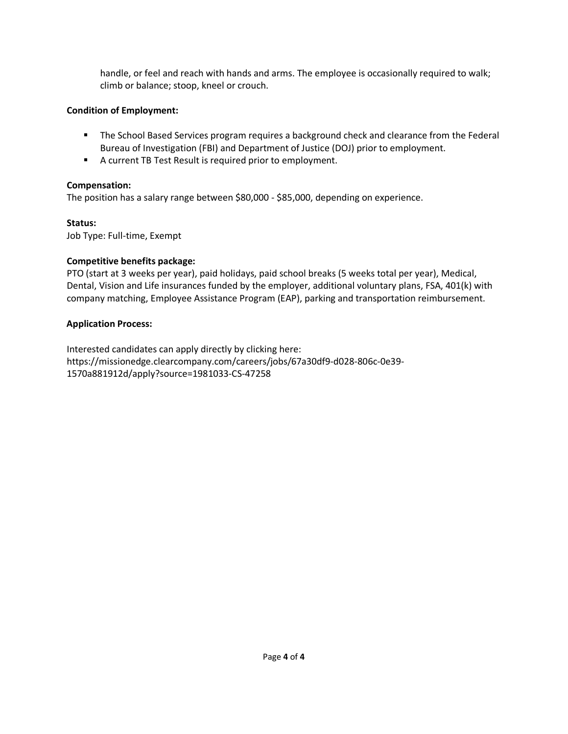handle, or feel and reach with hands and arms. The employee is occasionally required to walk; climb or balance; stoop, kneel or crouch.

**Condition of Employment:**

- The School Based Services program requires a background check and clearance from the Federal Bureau of Investigation (FBI) and Department of Justice (DOJ) prior to employment.
- A current TB Test Result is required prior to employment.

**Compensation:**

The position has a salary range between $80,000 - $85,000, depending on experience.

**Status:**

Job Type: Full-time, Exempt

**Competitive benefits package:**

PTO (start at 3 weeks per year), paid holidays, paid school breaks (5 weeks total per year), Medical, Dental, Vision and Life insurances funded by the employer, additional voluntary plans, FSA, 401(k) with company matching, Employee Assistance Program (EAP), parking and transportation reimbursement.

**Application Process:**

Interested candidates can apply directly by clicking here:
https://missionedge.clearcompany.com/careers/jobs/67a30df9-d028-806c-0e39-1570a881912d/apply?source=1981033-CS-47258